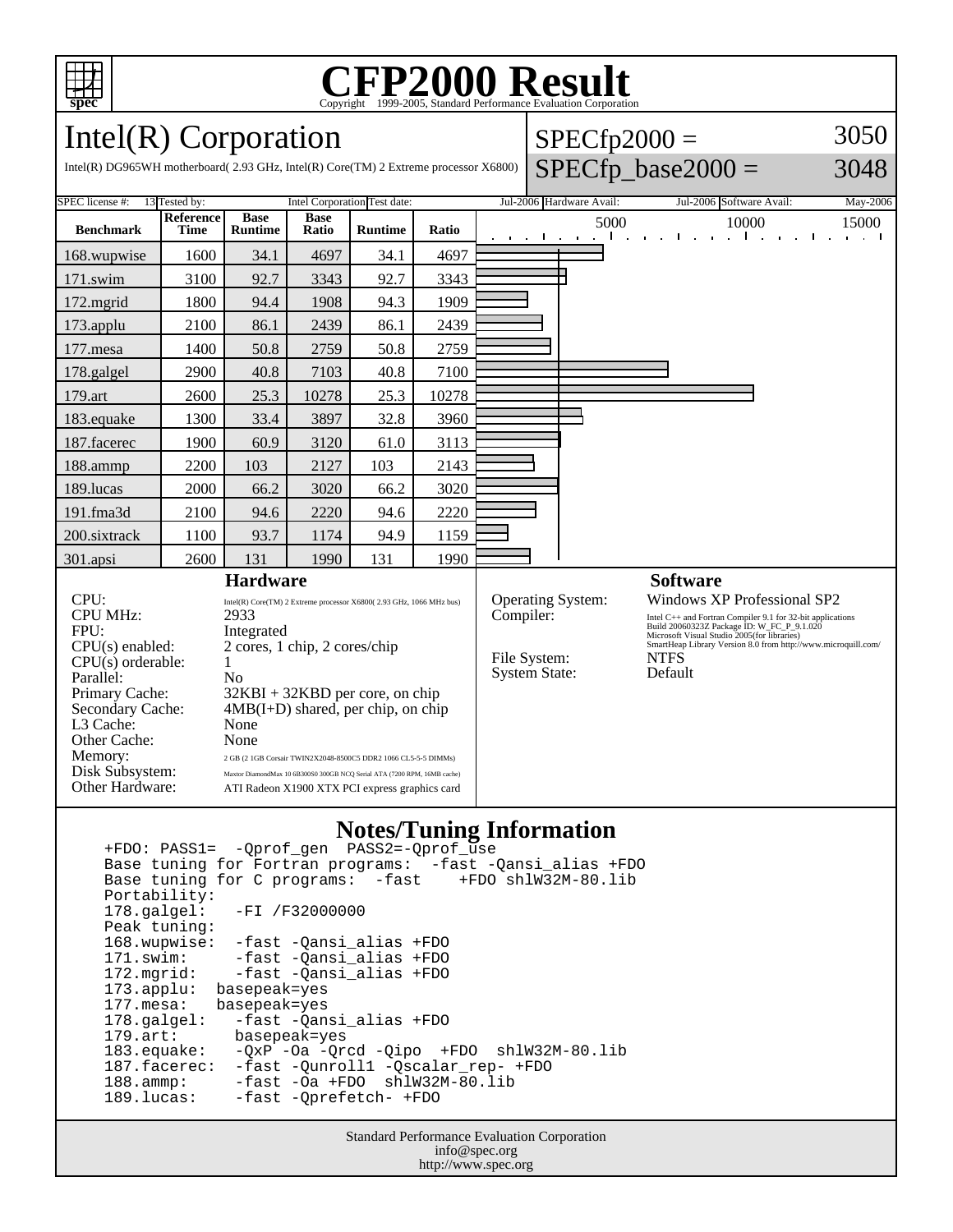# CFP2000 Result

Copyright 1999-2005, Standard Performance Evaluation Corporation

## Intel(R) Corporation

Intel(R) DG965WH motherboard( 2.93 GHz, Intel(R) Core(TM) 2 Extreme processor X6800)

SPECfp2000 = 3050

SPECfp_base2000 = 3048

SPEC license #: 13 | Tested by: Intel Corporation | Test date: Jul-2006 | Hardware Avail: Jul-2006 | Software Avail: May-2006

| Benchmark | Reference Time | Base Runtime | Base Ratio | Runtime | Ratio |
|---|---|---|---|---|---|
| 168.wupwise | 1600 | 34.1 | 4697 | 34.1 | 4697 |
| 171.swim | 3100 | 92.7 | 3343 | 92.7 | 3343 |
| 172.mgrid | 1800 | 94.4 | 1908 | 94.3 | 1909 |
| 173.applu | 2100 | 86.1 | 2439 | 86.1 | 2439 |
| 177.mesa | 1400 | 50.8 | 2759 | 50.8 | 2759 |
| 178.galgel | 2900 | 40.8 | 7103 | 40.8 | 7100 |
| 179.art | 2600 | 25.3 | 10278 | 25.3 | 10278 |
| 183.equake | 1300 | 33.4 | 3897 | 32.8 | 3960 |
| 187.facerec | 1900 | 60.9 | 3120 | 61.0 | 3113 |
| 188.ammp | 2200 | 103 | 2127 | 103 | 2143 |
| 189.lucas | 2000 | 66.2 | 3020 | 66.2 | 3020 |
| 191.fma3d | 2100 | 94.6 | 2220 | 94.6 | 2220 |
| 200.sixtrack | 1100 | 93.7 | 1174 | 94.9 | 1159 |
| 301.apsi | 2600 | 131 | 1990 | 131 | 1990 |

### Hardware

| | |
|---|---|
| CPU: | Intel(R) Core(TM) 2 Extreme processor X6800( 2.93 GHz, 1066 MHz bus) |
| CPU MHz: | 2933 |
| FPU: | Integrated |
| CPU(s) enabled: | 2 cores, 1 chip, 2 cores/chip |
| CPU(s) orderable: | 1 |
| Parallel: | No |
| Primary Cache: | 32KBI + 32KBD per core, on chip |
| Secondary Cache: | 4MB(I+D) shared, per chip, on chip |
| L3 Cache: | None |
| Other Cache: | None |
| Memory: | 2 GB (2 1GB Corsair TWIN2X2048-8500C5 DDR2 1066 CL5-5-5 DIMMs) |
| Disk Subsystem: | Maxtor DiamondMax 10 6B300S0 300GB NCQ Serial ATA (7200 RPM, 16MB cache) |
| Other Hardware: | ATI Radeon X1900 XTX PCI express graphics card |

### Software

| | |
|---|---|
| Operating System: | Windows XP Professional SP2 |
| Compiler: | Intel C++ and Fortran Compiler 9.1 for 32-bit applications Build 20060323Z Package ID: W_FC_P_9.1.020 Microsoft Visual Studio 2005(for libraries) SmartHeap Library Version 8.0 from http://www.microquill.com/ |
| File System: | NTFS |
| System State: | Default |

### Notes/Tuning Information

```
+FDO: PASS1=  -Qprof_gen  PASS2=-Qprof_use
Base tuning for Fortran programs:  -fast -Qansi_alias +FDO
Base tuning for C programs:  -fast    +FDO shlW32M-80.lib
Portability:
178.galgel:   -FI /F32000000
Peak tuning:
168.wupwise:  -fast -Qansi_alias +FDO
171.swim:     -fast -Qansi_alias +FDO
172.mgrid:    -fast -Qansi_alias +FDO
173.applu:  basepeak=yes
177.mesa:   basepeak=yes
178.galgel:   -fast -Qansi_alias +FDO
179.art:      basepeak=yes
183.equake:   -QxP -Oa -Qrcd -Qipo  +FDO  shlW32M-80.lib
187.facerec:  -fast -Qunroll1 -Qscalar_rep- +FDO
188.ammp:     -fast -Oa +FDO  shlW32M-80.lib
189.lucas:    -fast -Qprefetch- +FDO
```

Standard Performance Evaluation Corporation
info@spec.org
http://www.spec.org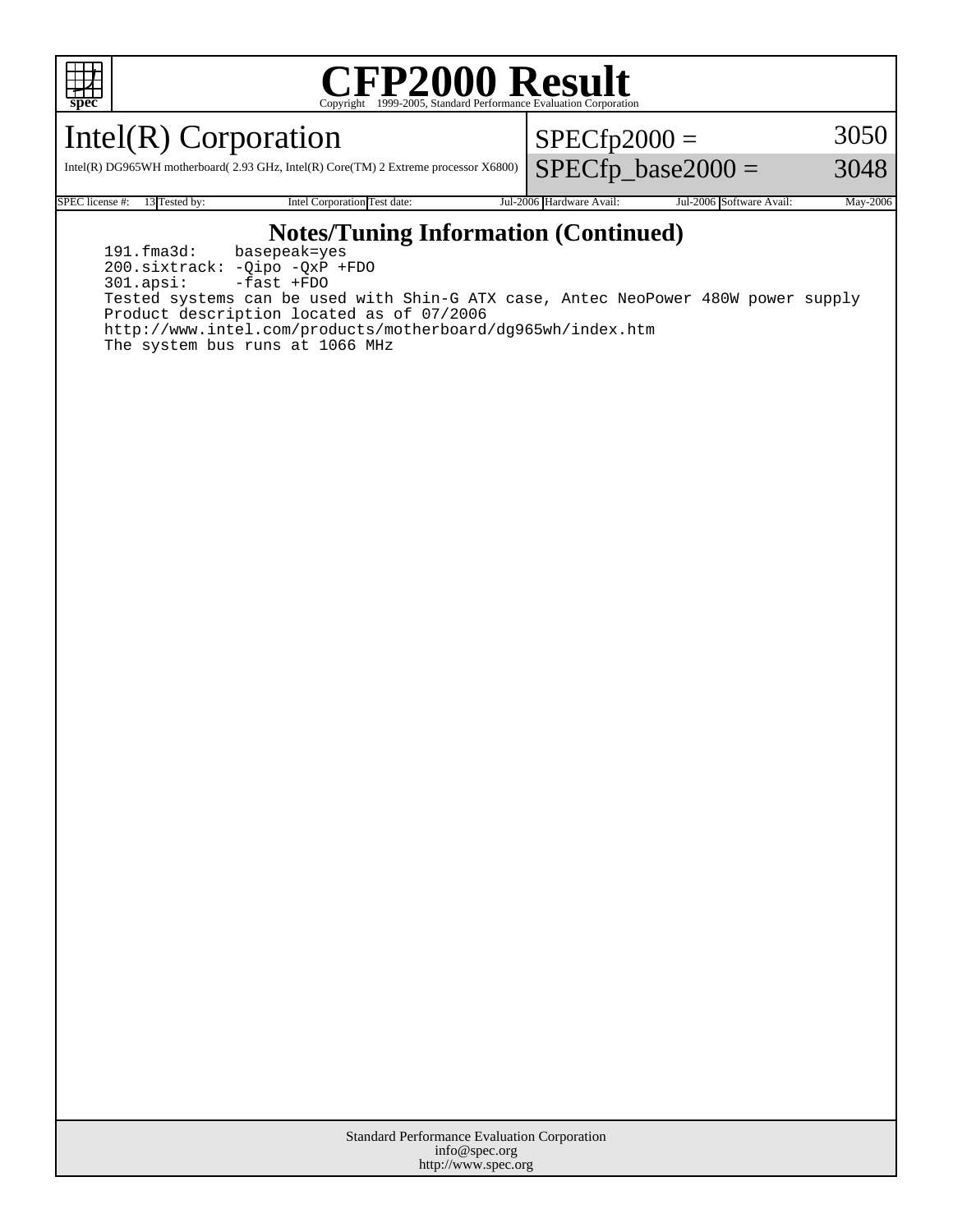# CFP2000 Result

Copyright 1999-2005, Standard Performance Evaluation Corporation

## Intel(R) Corporation

Intel(R) DG965WH motherboard( 2.93 GHz, Intel(R) Core(TM) 2 Extreme processor X6800)

SPECfp2000 = 3050

SPECfp_base2000 = 3048

| SPEC license #: | 13 | Tested by: | Intel Corporation | Test date: | Jul-2006 | Hardware Avail: | Jul-2006 | Software Avail: | May-2006 |
|---|---|---|---|---|---|---|---|---|---|

### Notes/Tuning Information (Continued)

```
191.fma3d:    basepeak=yes
200.sixtrack: -Qipo -QxP +FDO
301.apsi:     -fast +FDO
Tested systems can be used with Shin-G ATX case, Antec NeoPower 480W power supply
Product description located as of 07/2006
http://www.intel.com/products/motherboard/dg965wh/index.htm
The system bus runs at 1066 MHz
```

Standard Performance Evaluation Corporation
info@spec.org
http://www.spec.org